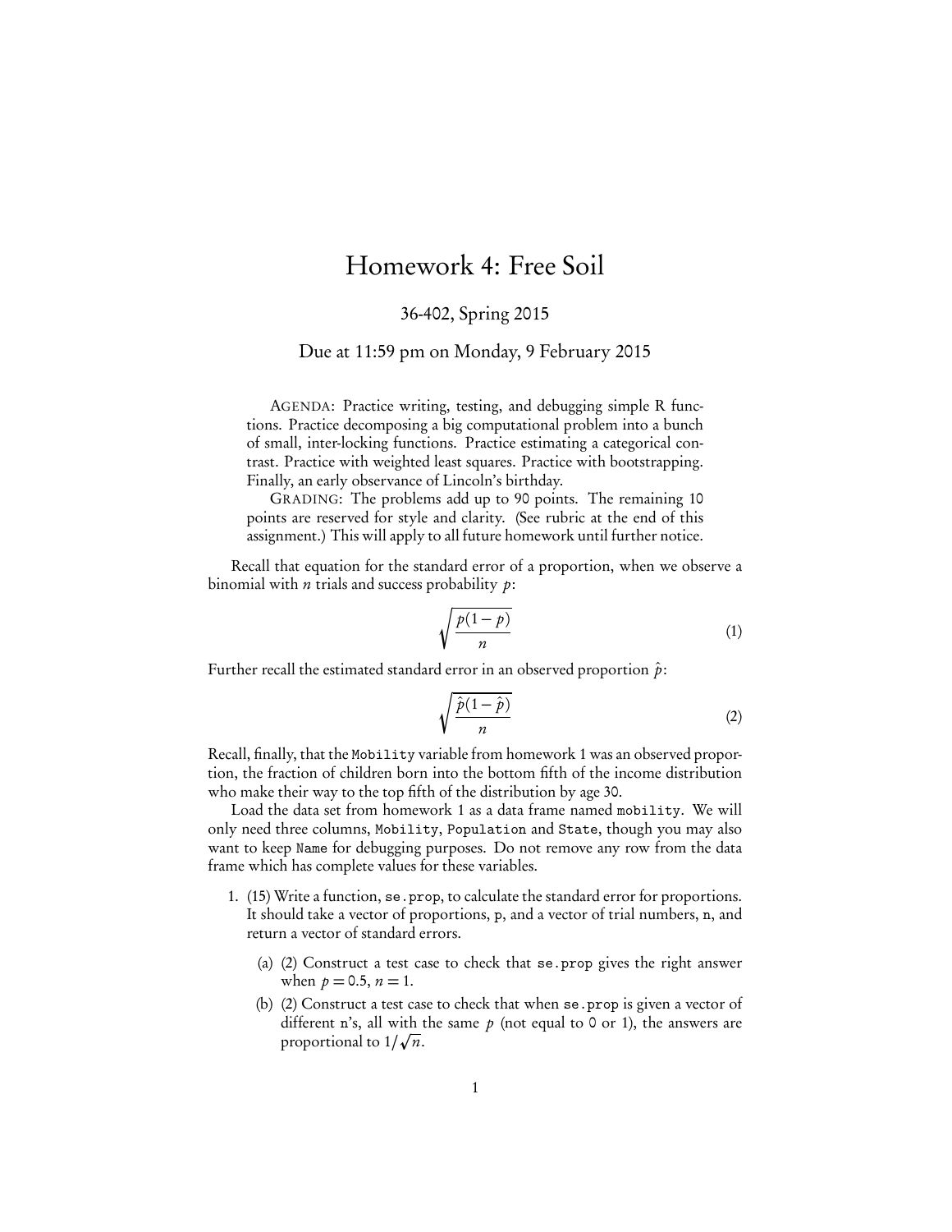# Homework 4: Free Soil

36-402, Spring 2015

Due at 11:59 pm on Monday, 9 February 2015

AGENDA: Practice writing, testing, and debugging simple R functions. Practice decomposing a big computational problem into a bunch of small, inter-locking functions. Practice estimating a categorical contrast. Practice with weighted least squares. Practice with bootstrapping. Finally, an early observance of Lincoln's birthday.

GRADING: The problems add up to 90 points. The remaining 10 points are reserved for style and clarity. (See rubric at the end of this assignment.) This will apply to all future homework until further notice.

Recall that equation for the standard error of a proportion, when we observe a binomial with $n$ trials and success probability $p$:

$$\sqrt{\frac{p(1-p)}{n}} \tag{1}$$

Further recall the estimated standard error in an observed proportion $\hat{p}$:

$$\sqrt{\frac{\hat{p}(1-\hat{p})}{n}} \tag{2}$$

Recall, finally, that the `Mobility` variable from homework 1 was an observed proportion, the fraction of children born into the bottom fifth of the income distribution who make their way to the top fifth of the distribution by age 30.

Load the data set from homework 1 as a data frame named `mobility`. We will only need three columns, `Mobility`, `Population` and `State`, though you may also want to keep `Name` for debugging purposes. Do not remove any row from the data frame which has complete values for these variables.

1. (15) Write a function, `se.prop`, to calculate the standard error for proportions. It should take a vector of proportions, `p`, and a vector of trial numbers, `n`, and return a vector of standard errors.
   (a) (2) Construct a test case to check that `se.prop` gives the right answer when $p = 0.5$, $n = 1$.
   (b) (2) Construct a test case to check that when `se.prop` is given a vector of different `n`'s, all with the same $p$ (not equal to 0 or 1), the answers are proportional to $1/\sqrt{n}$.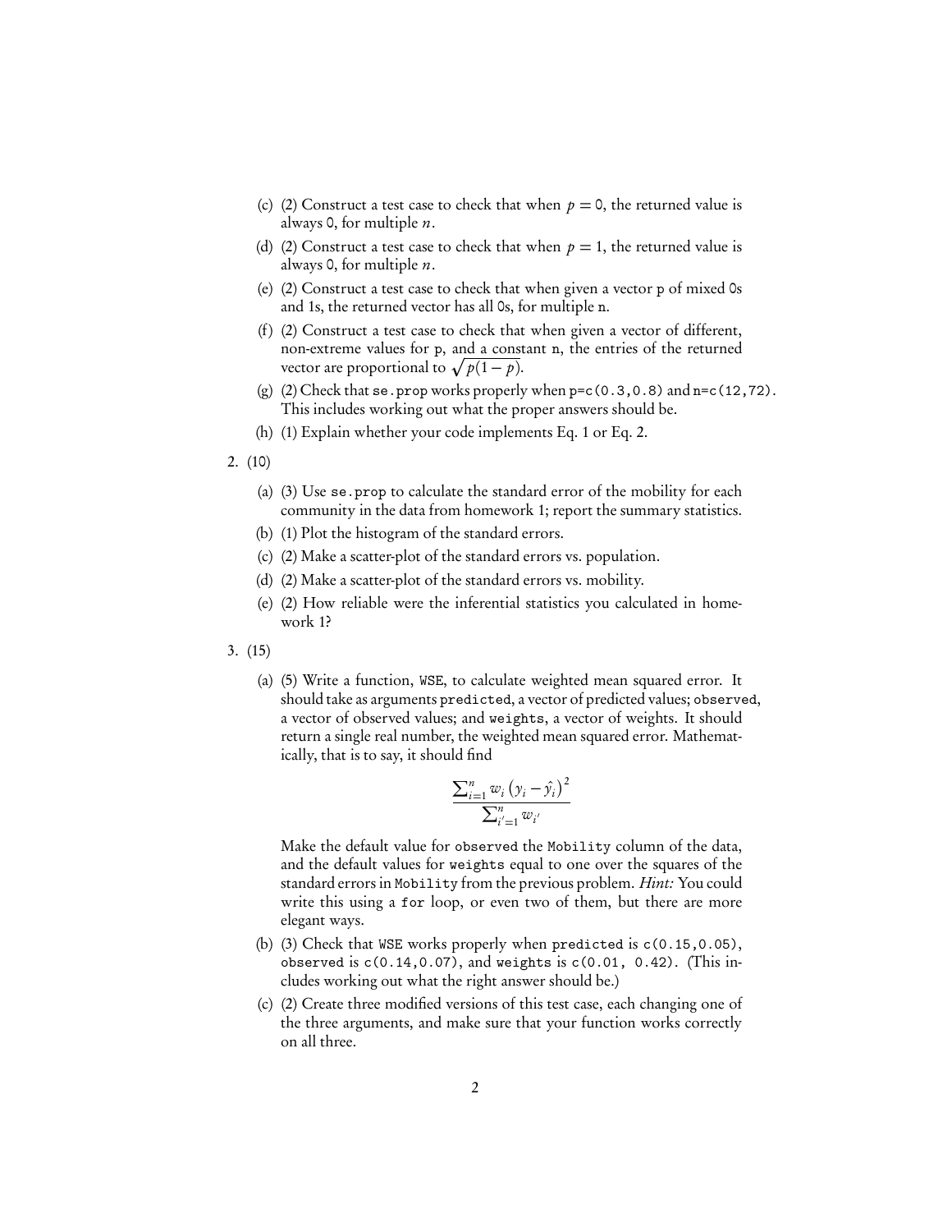(c) (2) Construct a test case to check that when $p = 0$, the returned value is always 0, for multiple $n$.

(d) (2) Construct a test case to check that when $p = 1$, the returned value is always 0, for multiple $n$.

(e) (2) Construct a test case to check that when given a vector `p` of mixed 0s and 1s, the returned vector has all 0s, for multiple `n`.

(f) (2) Construct a test case to check that when given a vector of different, non-extreme values for `p`, and a constant `n`, the entries of the returned vector are proportional to $\sqrt{p(1-p)}$.

(g) (2) Check that `se.prop` works properly when `p=c(0.3,0.8)` and `n=c(12,72)`. This includes working out what the proper answers should be.

(h) (1) Explain whether your code implements Eq. 1 or Eq. 2.

2. (10)

   (a) (3) Use `se.prop` to calculate the standard error of the mobility for each community in the data from homework 1; report the summary statistics.

   (b) (1) Plot the histogram of the standard errors.

   (c) (2) Make a scatter-plot of the standard errors vs. population.

   (d) (2) Make a scatter-plot of the standard errors vs. mobility.

   (e) (2) How reliable were the inferential statistics you calculated in homework 1?

3. (15)

   (a) (5) Write a function, `WSE`, to calculate weighted mean squared error. It should take as arguments `predicted`, a vector of predicted values; `observed`, a vector of observed values; and `weights`, a vector of weights. It should return a single real number, the weighted mean squared error. Mathematically, that is to say, it should find

   $$\frac{\sum_{i=1}^{n} w_i \left(y_i - \hat{y}_i\right)^2}{\sum_{i'=1}^{n} w_{i'}}$$

   Make the default value for `observed` the `Mobility` column of the data, and the default values for `weights` equal to one over the squares of the standard errors in `Mobility` from the previous problem. *Hint:* You could write this using a `for` loop, or even two of them, but there are more elegant ways.

   (b) (3) Check that `WSE` works properly when `predicted` is `c(0.15,0.05)`, `observed` is `c(0.14,0.07)`, and `weights` is `c(0.01, 0.42)`. (This includes working out what the right answer should be.)

   (c) (2) Create three modified versions of this test case, each changing one of the three arguments, and make sure that your function works correctly on all three.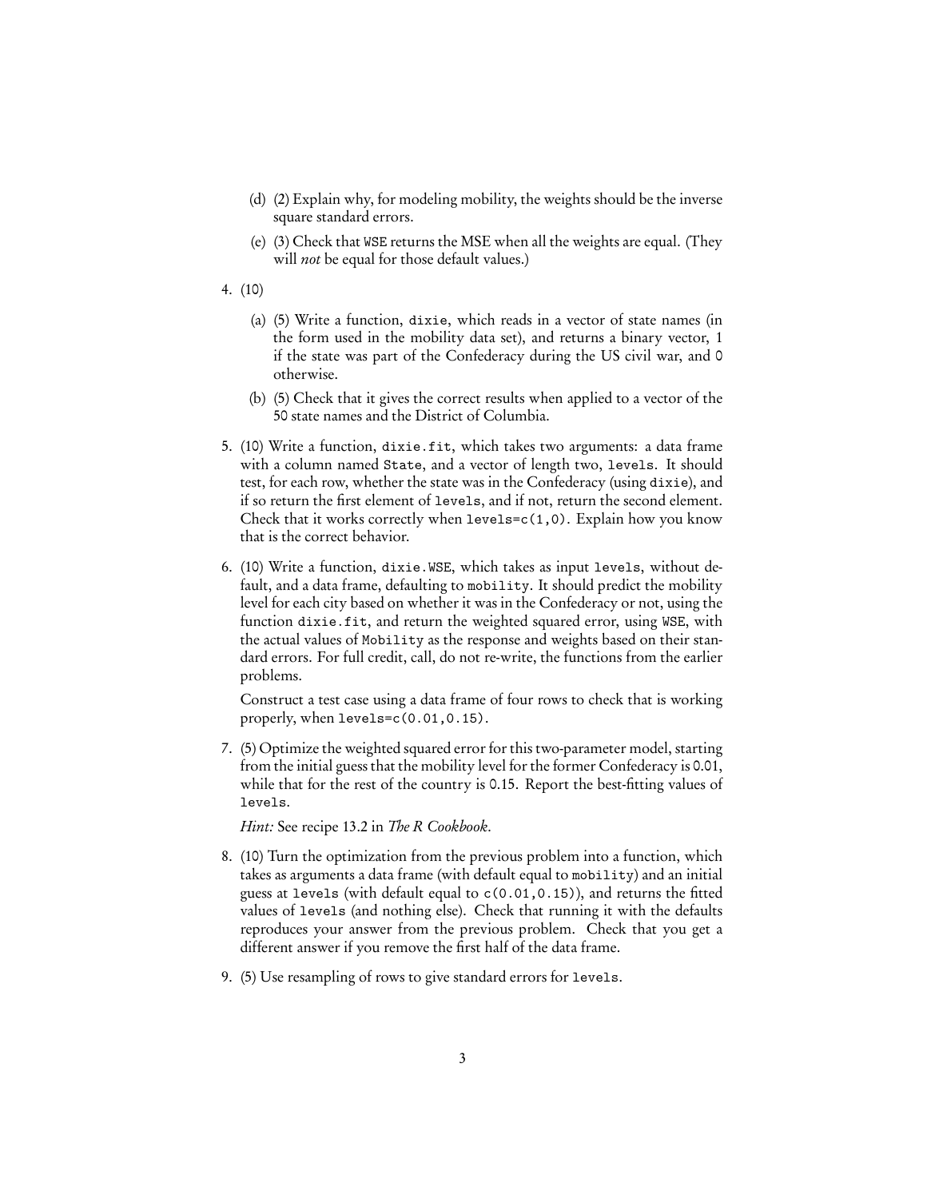(d) (2) Explain why, for modeling mobility, the weights should be the inverse square standard errors.

   (e) (3) Check that `WSE` returns the MSE when all the weights are equal. (They will *not* be equal for those default values.)

4. (10)

   (a) (5) Write a function, `dixie`, which reads in a vector of state names (in the form used in the mobility data set), and returns a binary vector, 1 if the state was part of the Confederacy during the US civil war, and 0 otherwise.

   (b) (5) Check that it gives the correct results when applied to a vector of the 50 state names and the District of Columbia.

5. (10) Write a function, `dixie.fit`, which takes two arguments: a data frame with a column named `State`, and a vector of length two, `levels`. It should test, for each row, whether the state was in the Confederacy (using `dixie`), and if so return the first element of `levels`, and if not, return the second element. Check that it works correctly when `levels=c(1,0)`. Explain how you know that is the correct behavior.

6. (10) Write a function, `dixie.WSE`, which takes as input `levels`, without default, and a data frame, defaulting to `mobility`. It should predict the mobility level for each city based on whether it was in the Confederacy or not, using the function `dixie.fit`, and return the weighted squared error, using `WSE`, with the actual values of `Mobility` as the response and weights based on their standard errors. For full credit, call, do not re-write, the functions from the earlier problems.

   Construct a test case using a data frame of four rows to check that is working properly, when `levels=c(0.01,0.15)`.

7. (5) Optimize the weighted squared error for this two-parameter model, starting from the initial guess that the mobility level for the former Confederacy is 0.01, while that for the rest of the country is 0.15. Report the best-fitting values of `levels`.

   *Hint:* See recipe 13.2 in *The R Cookbook*.

8. (10) Turn the optimization from the previous problem into a function, which takes as arguments a data frame (with default equal to `mobility`) and an initial guess at `levels` (with default equal to `c(0.01,0.15)`), and returns the fitted values of `levels` (and nothing else). Check that running it with the defaults reproduces your answer from the previous problem. Check that you get a different answer if you remove the first half of the data frame.

9. (5) Use resampling of rows to give standard errors for `levels`.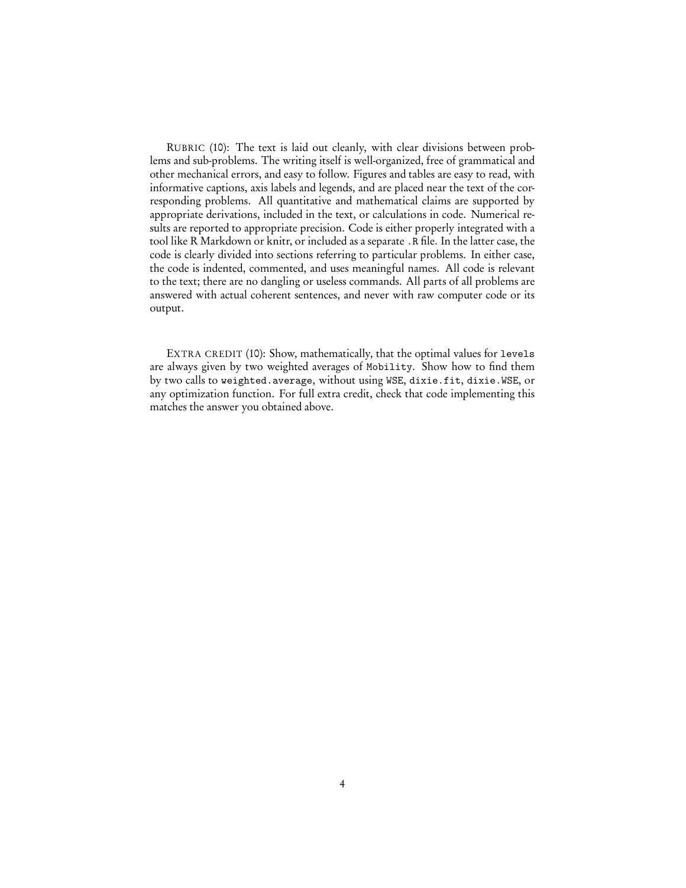RUBRIC (10): The text is laid out cleanly, with clear divisions between problems and sub-problems. The writing itself is well-organized, free of grammatical and other mechanical errors, and easy to follow. Figures and tables are easy to read, with informative captions, axis labels and legends, and are placed near the text of the corresponding problems. All quantitative and mathematical claims are supported by appropriate derivations, included in the text, or calculations in code. Numerical results are reported to appropriate precision. Code is either properly integrated with a tool like R Markdown or knitr, or included as a separate `.R` file. In the latter case, the code is clearly divided into sections referring to particular problems. In either case, the code is indented, commented, and uses meaningful names. All code is relevant to the text; there are no dangling or useless commands. All parts of all problems are answered with actual coherent sentences, and never with raw computer code or its output.

EXTRA CREDIT (10): Show, mathematically, that the optimal values for `levels` are always given by two weighted averages of `Mobility`. Show how to find them by two calls to `weighted.average`, without using `WSE`, `dixie.fit`, `dixie.WSE`, or any optimization function. For full extra credit, check that code implementing this matches the answer you obtained above.